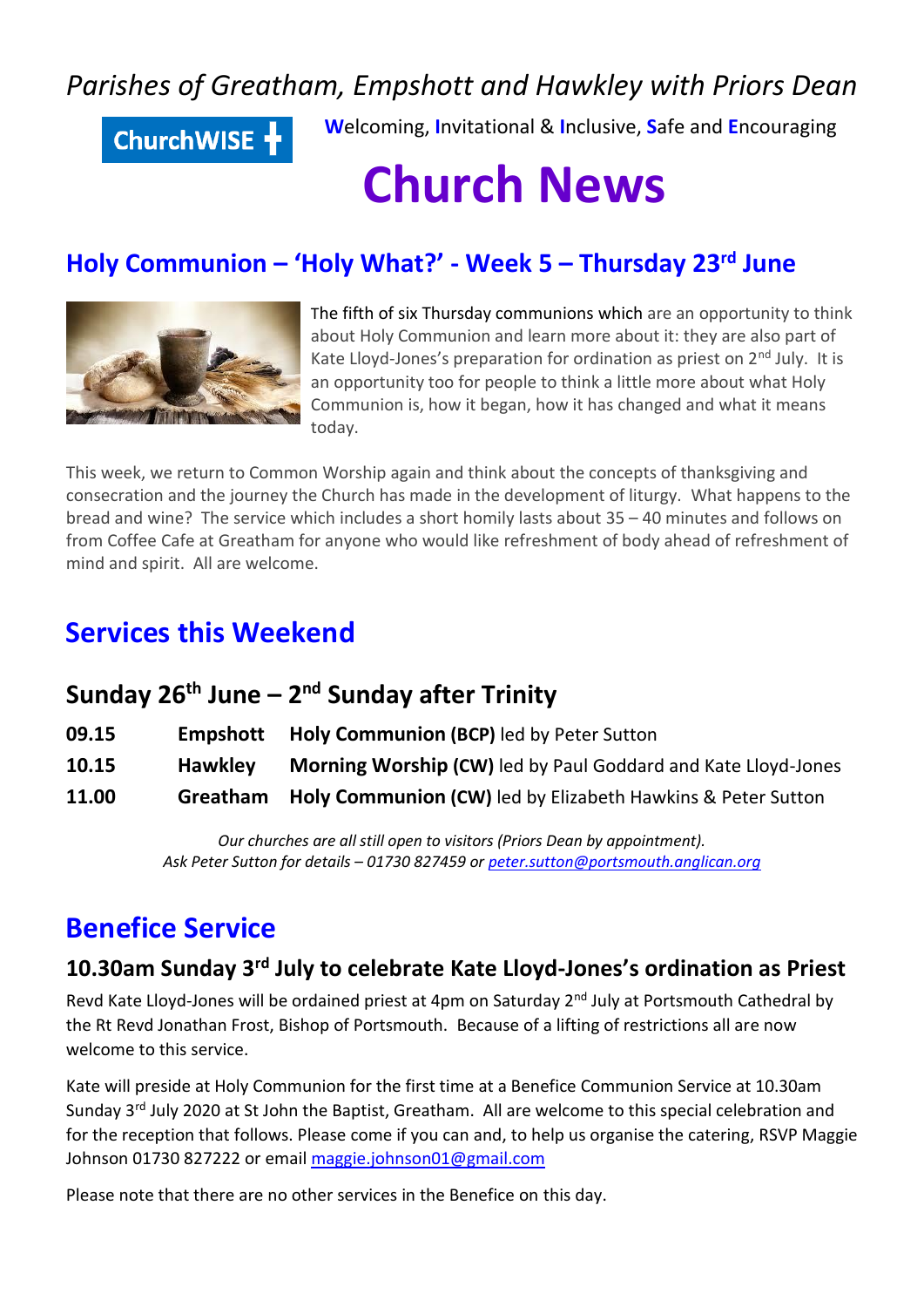*Parishes of Greatham, Empshott and Hawkley with Priors Dean*

ChurchWISE

**W**elcoming, **I**nvitational & **I**nclusive, **S**afe and **E**ncouraging

# Church News

## Holy Communion – 'Holy What?' - Week 5 – Thursday 23rd June

The fifth of six Thursday communions which are an opportunity to think about Holy Communion and learn more about it: they are also part of Kate Lloyd-Jones's preparation for ordination as priest on 2nd July. It is an opportunity too for people to think a little more about what Holy Communion is, how it began, how it has changed and what it means today.

This week, we return to Common Worship again and think about the concepts of thanksgiving and consecration and the journey the Church has made in the development of liturgy. What happens to the bread and wine? The service which includes a short homily lasts about 35 – 40 minutes and follows on from Coffee Cafe at Greatham for anyone who would like refreshment of body ahead of refreshment of mind and spirit. All are welcome.

## Services this Weekend

### Sunday 26th June – 2nd Sunday after Trinity

| | | |
|---|---|---|
| **09.15** | **Empshott** | **Holy Communion (BCP)** led by Peter Sutton |
| **10.15** | **Hawkley** | **Morning Worship (CW)** led by Paul Goddard and Kate Lloyd-Jones |
| **11.00** | **Greatham** | **Holy Communion (CW)** led by Elizabeth Hawkins & Peter Sutton |

*Our churches are all still open to visitors (Priors Dean by appointment).*
*Ask Peter Sutton for details – 01730 827459 or peter.sutton@portsmouth.anglican.org*

## Benefice Service

### 10.30am Sunday 3rd July to celebrate Kate Lloyd-Jones's ordination as Priest

Revd Kate Lloyd-Jones will be ordained priest at 4pm on Saturday 2nd July at Portsmouth Cathedral by the Rt Revd Jonathan Frost, Bishop of Portsmouth. Because of a lifting of restrictions all are now welcome to this service.

Kate will preside at Holy Communion for the first time at a Benefice Communion Service at 10.30am Sunday 3rd July 2020 at St John the Baptist, Greatham. All are welcome to this special celebration and for the reception that follows. Please come if you can and, to help us organise the catering, RSVP Maggie Johnson 01730 827222 or email maggie.johnson01@gmail.com

Please note that there are no other services in the Benefice on this day.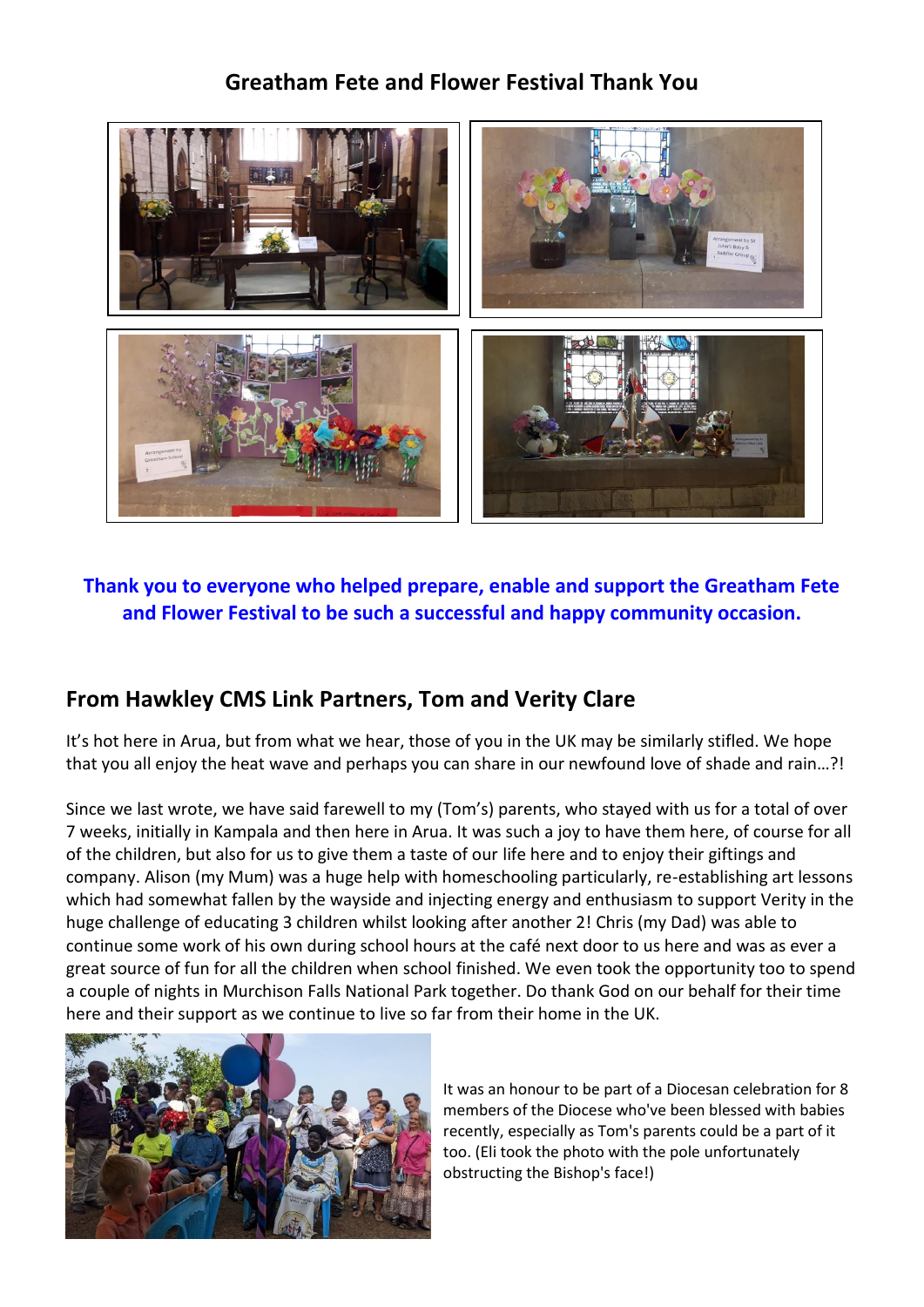## Greatham Fete and Flower Festival Thank You

**Thank you to everyone who helped prepare, enable and support the Greatham Fete and Flower Festival to be such a successful and happy community occasion.**

## From Hawkley CMS Link Partners, Tom and Verity Clare

It's hot here in Arua, but from what we hear, those of you in the UK may be similarly stifled. We hope that you all enjoy the heat wave and perhaps you can share in our newfound love of shade and rain…?!

Since we last wrote, we have said farewell to my (Tom's) parents, who stayed with us for a total of over 7 weeks, initially in Kampala and then here in Arua. It was such a joy to have them here, of course for all of the children, but also for us to give them a taste of our life here and to enjoy their giftings and company. Alison (my Mum) was a huge help with homeschooling particularly, re-establishing art lessons which had somewhat fallen by the wayside and injecting energy and enthusiasm to support Verity in the huge challenge of educating 3 children whilst looking after another 2! Chris (my Dad) was able to continue some work of his own during school hours at the café next door to us here and was as ever a great source of fun for all the children when school finished. We even took the opportunity too to spend a couple of nights in Murchison Falls National Park together. Do thank God on our behalf for their time here and their support as we continue to live so far from their home in the UK.

It was an honour to be part of a Diocesan celebration for 8 members of the Diocese who've been blessed with babies recently, especially as Tom's parents could be a part of it too. (Eli took the photo with the pole unfortunately obstructing the Bishop's face!)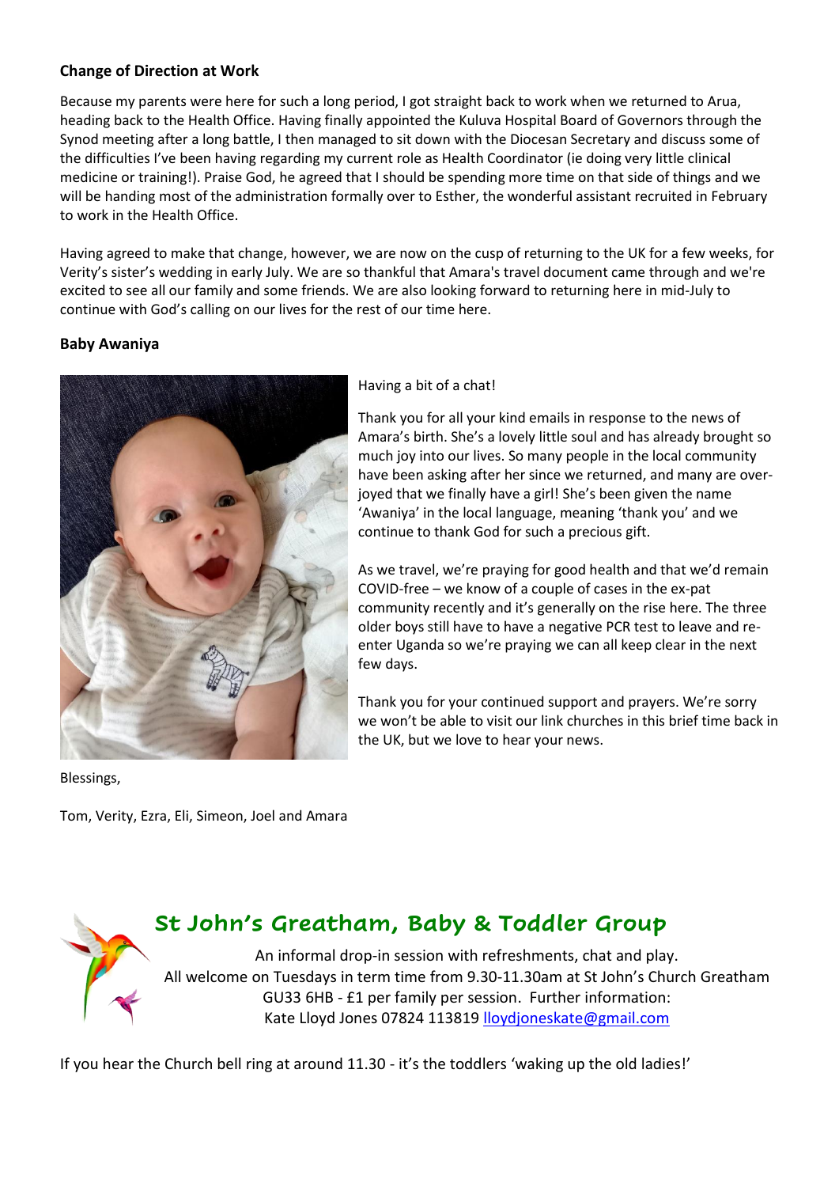**Change of Direction at Work**

Because my parents were here for such a long period, I got straight back to work when we returned to Arua, heading back to the Health Office. Having finally appointed the Kuluva Hospital Board of Governors through the Synod meeting after a long battle, I then managed to sit down with the Diocesan Secretary and discuss some of the difficulties I've been having regarding my current role as Health Coordinator (ie doing very little clinical medicine or training!). Praise God, he agreed that I should be spending more time on that side of things and we will be handing most of the administration formally over to Esther, the wonderful assistant recruited in February to work in the Health Office.

Having agreed to make that change, however, we are now on the cusp of returning to the UK for a few weeks, for Verity's sister's wedding in early July. We are so thankful that Amara's travel document came through and we're excited to see all our family and some friends. We are also looking forward to returning here in mid-July to continue with God's calling on our lives for the rest of our time here.

**Baby Awaniya**

Having a bit of a chat!

Thank you for all your kind emails in response to the news of Amara's birth. She's a lovely little soul and has already brought so much joy into our lives. So many people in the local community have been asking after her since we returned, and many are over-joyed that we finally have a girl! She's been given the name 'Awaniya' in the local language, meaning 'thank you' and we continue to thank God for such a precious gift.

As we travel, we're praying for good health and that we'd remain COVID-free – we know of a couple of cases in the ex-pat community recently and it's generally on the rise here. The three older boys still have to have a negative PCR test to leave and re-enter Uganda so we're praying we can all keep clear in the next few days.

Thank you for your continued support and prayers. We're sorry we won't be able to visit our link churches in this brief time back in the UK, but we love to hear your news.

Blessings,

Tom, Verity, Ezra, Eli, Simeon, Joel and Amara

## St John's Greatham, Baby & Toddler Group

An informal drop-in session with refreshments, chat and play.
All welcome on Tuesdays in term time from 9.30-11.30am at St John's Church Greatham GU33 6HB - £1 per family per session. Further information:
Kate Lloyd Jones 07824 113819 lloydjoneskate@gmail.com

If you hear the Church bell ring at around 11.30 - it's the toddlers 'waking up the old ladies!'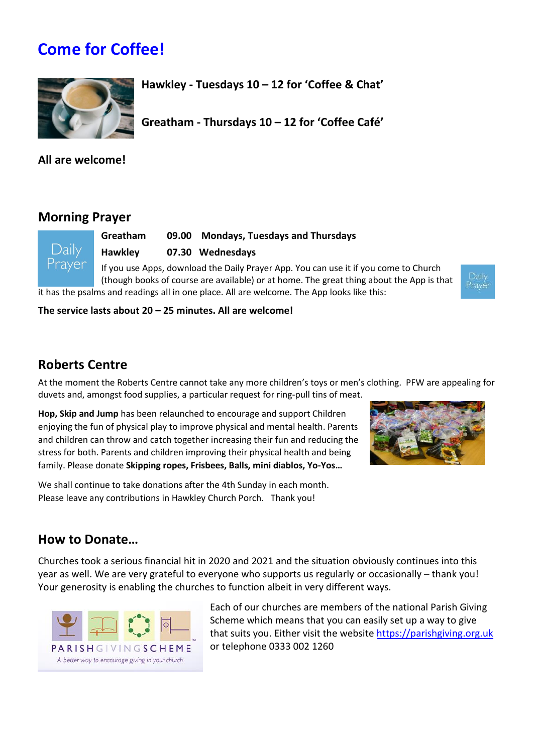# Come for Coffee!

**Hawkley - Tuesdays 10 – 12 for 'Coffee & Chat'**

**Greatham - Thursdays 10 – 12 for 'Coffee Café'**

**All are welcome!**

## Morning Prayer

**Greatham 09.00 Mondays, Tuesdays and Thursdays**

**Hawkley 07.30 Wednesdays**

If you use Apps, download the Daily Prayer App. You can use it if you come to Church (though books of course are available) or at home. The great thing about the App is that it has the psalms and readings all in one place. All are welcome. The App looks like this:

**The service lasts about 20 – 25 minutes. All are welcome!**

## Roberts Centre

At the moment the Roberts Centre cannot take any more children's toys or men's clothing. PFW are appealing for duvets and, amongst food supplies, a particular request for ring-pull tins of meat.

**Hop, Skip and Jump** has been relaunched to encourage and support Children enjoying the fun of physical play to improve physical and mental health. Parents and children can throw and catch together increasing their fun and reducing the stress for both. Parents and children improving their physical health and being family. Please donate **Skipping ropes, Frisbees, Balls, mini diablos, Yo-Yos…**

We shall continue to take donations after the 4th Sunday in each month. Please leave any contributions in Hawkley Church Porch. Thank you!

## How to Donate…

Churches took a serious financial hit in 2020 and 2021 and the situation obviously continues into this year as well. We are very grateful to everyone who supports us regularly or occasionally – thank you! Your generosity is enabling the churches to function albeit in very different ways.

Each of our churches are members of the national Parish Giving Scheme which means that you can easily set up a way to give that suits you. Either visit the website https://parishgiving.org.uk or telephone 0333 002 1260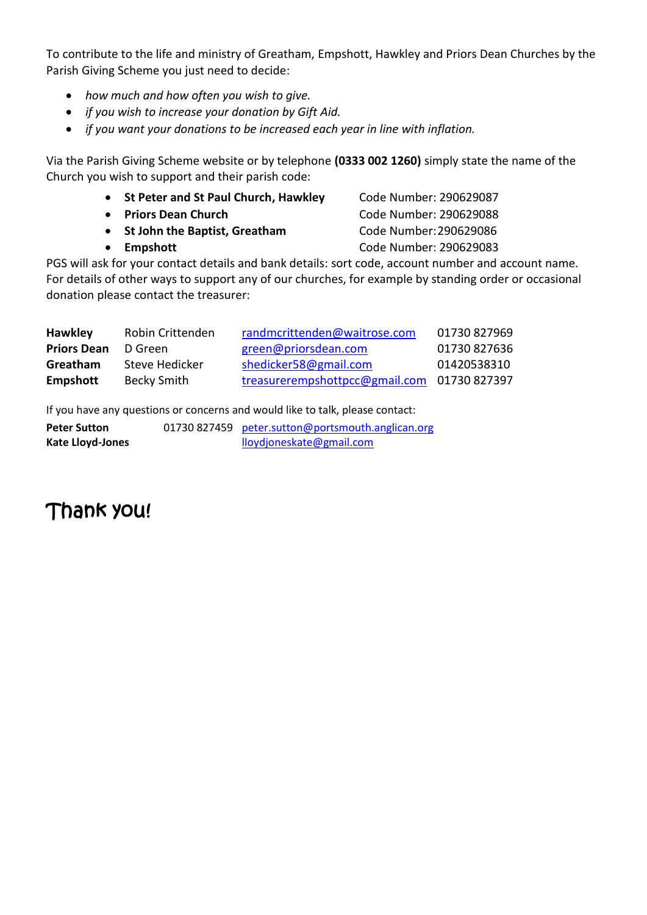To contribute to the life and ministry of Greatham, Empshott, Hawkley and Priors Dean Churches by the Parish Giving Scheme you just need to decide:

- *how much and how often you wish to give.*
- *if you wish to increase your donation by Gift Aid.*
- *if you want your donations to be increased each year in line with inflation.*

Via the Parish Giving Scheme website or by telephone **(0333 002 1260)** simply state the name of the Church you wish to support and their parish code:

- **St Peter and St Paul Church, Hawkley** Code Number: 290629087
- **Priors Dean Church** Code Number: 290629088
- **St John the Baptist, Greatham** Code Number: 290629086
- **Empshott** Code Number: 290629083

PGS will ask for your contact details and bank details: sort code, account number and account name. For details of other ways to support any of our churches, for example by standing order or occasional donation please contact the treasurer:

| | | | |
|---|---|---|---|
| **Hawkley** | Robin Crittenden | randmcrittenden@waitrose.com | 01730 827969 |
| **Priors Dean** | D Green | green@priorsdean.com | 01730 827636 |
| **Greatham** | Steve Hedicker | shedicker58@gmail.com | 01420538310 |
| **Empshott** | Becky Smith | treasurerempshottpcc@gmail.com | 01730 827397 |

If you have any questions or concerns and would like to talk, please contact:

| | | |
|---|---|---|
| **Peter Sutton** | 01730 827459 | peter.sutton@portsmouth.anglican.org |
| **Kate Lloyd-Jones** | | lloydjoneskate@gmail.com |

# Thank you!